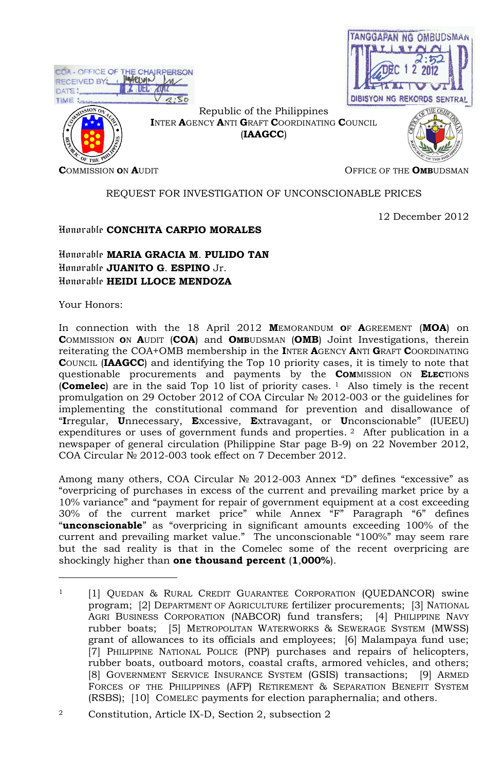COA - OFFICE OF THE CHAIRPERSON
RECEIVED BY:
DATE: 12 DEC 2012
TIME: 2:50

TANGGAPAN NG OMBUDSMAN
2:52
DEC 12 2012
DIBISYON NG REKORDS SENTRAL

Republic of the Philippines
**I**NTER **A**GENCY **A**NTI **G**RAFT **C**OORDINATING **C**OUNCIL
(**IAAGCC**)

**C**OMMISSION **O**N **A**UDIT

OFFICE OF THE **OMB**UDSMAN

REQUEST FOR INVESTIGATION OF UNCONSCIONABLE PRICES

12 December 2012

Honorable **CONCHITA CARPIO MORALES**

Honorable **MARIA GRACIA M. PULIDO TAN**
Honorable **JUANITO G. ESPINO** Jr.
Honorable **HEIDI LLOCE MENDOZA**

Your Honors:

In connection with the 18 April 2012 **M**EMORANDUM **O**F **A**GREEMENT (**MOA**) on **C**OMMISSION **O**N **A**UDIT (**COA**) and **OMB**UDSMAN (**OMB**) Joint Investigations, therein reiterating the COA+OMB membership in the **I**NTER **A**GENCY **A**NTI **G**RAFT **C**OORDINATING **C**OUNCIL (**IAAGCC**) and identifying the Top 10 priority cases, it is timely to note that questionable procurements and payments by the **COM**MISSION ON **ELEC**TIONS (**Comelec**) are in the said Top 10 list of priority cases. [1] Also timely is the recent promulgation on 29 October 2012 of COA Circular № 2012-003 or the guidelines for implementing the constitutional command for prevention and disallowance of "**I**rregular, **U**nnecessary, **E**xcessive, **E**xtravagant, or **U**nconscionable" (IUEEU) expenditures or uses of government funds and properties. [2] After publication in a newspaper of general circulation (Philippine Star page B-9) on 22 November 2012, COA Circular № 2012-003 took effect on 7 December 2012.

Among many others, COA Circular № 2012-003 Annex "D" defines "excessive" as "overpricing of purchases in excess of the current and prevailing market price by a 10% variance" and "payment for repair of government equipment at a cost exceeding 30% of the current market price" while Annex "F" Paragraph "6" defines "**unconscionable**" as "overpricing in significant amounts exceeding 100% of the current and prevailing market value." The unconscionable "100%" may seem rare but the sad reality is that in the Comelec some of the recent overpricing are shockingly higher than **one thousand percent** (**1,000%**).

---

[1] [1] QUEDAN & RURAL CREDIT GUARANTEE CORPORATION (QUEDANCOR) swine program; [2] DEPARTMENT OF AGRICULTURE fertilizer procurements; [3] NATIONAL AGRI BUSINESS CORPORATION (NABCOR) fund transfers; [4] PHILIPPINE NAVY rubber boats; [5] METROPOLITAN WATERWORKS & SEWERAGE SYSTEM (MWSS) grant of allowances to its officials and employees; [6] Malampaya fund use; [7] PHILIPPINE NATIONAL POLICE (PNP) purchases and repairs of helicopters, rubber boats, outboard motors, coastal crafts, armored vehicles, and others; [8] GOVERNMENT SERVICE INSURANCE SYSTEM (GSIS) transactions; [9] ARMED FORCES OF THE PHILIPPINES (AFP) RETIREMENT & SEPARATION BENEFIT SYSTEM (RSBS); [10] COMELEC payments for election paraphernalia; and others.

[2] Constitution, Article IX-D, Section 2, subsection 2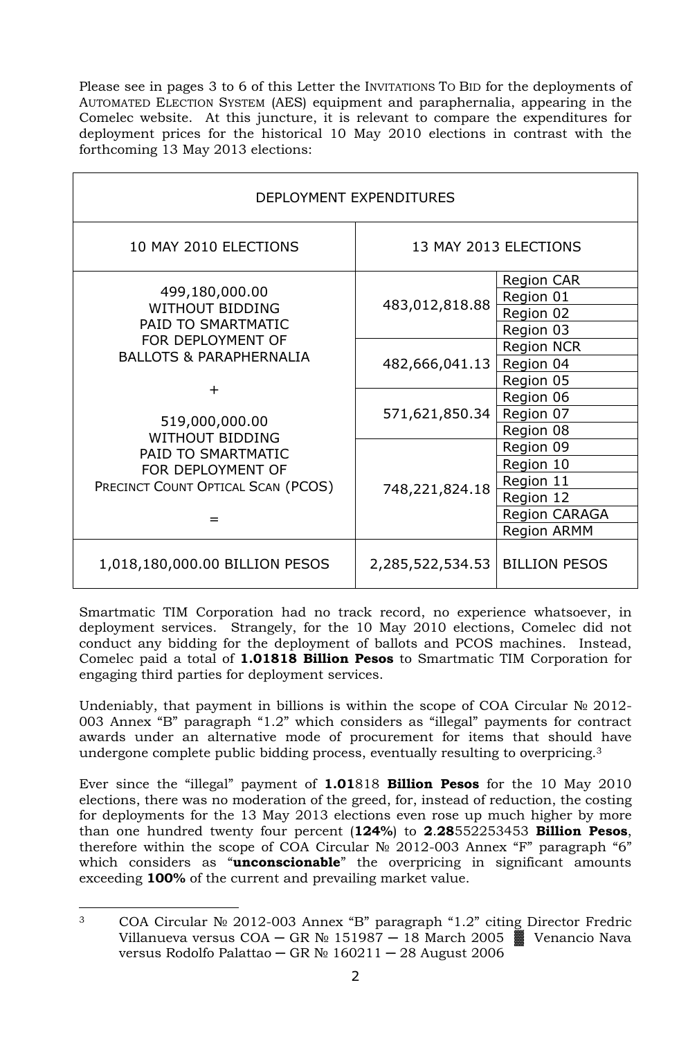Please see in pages 3 to 6 of this Letter the INVITATIONS TO BID for the deployments of AUTOMATED ELECTION SYSTEM (AES) equipment and paraphernalia, appearing in the Comelec website. At this juncture, it is relevant to compare the expenditures for deployment prices for the historical 10 May 2010 elections in contrast with the forthcoming 13 May 2013 elections:

| DEPLOYMENT EXPENDITURES | | |
|---|---|---|
| 10 MAY 2010 ELECTIONS | 13 MAY 2013 ELECTIONS | |
| 499,180,000.00 WITHOUT BIDDING PAID TO SMARTMATIC FOR DEPLOYMENT OF BALLOTS & PARAPHERNALIA + 519,000,000.00 WITHOUT BIDDING PAID TO SMARTMATIC FOR DEPLOYMENT OF PRECINCT COUNT OPTICAL SCAN (PCOS) = | 483,012,818.88 | Region CAR<br>Region 01<br>Region 02<br>Region 03 |
| | 482,666,041.13 | Region NCR<br>Region 04<br>Region 05 |
| | 571,621,850.34 | Region 06<br>Region 07<br>Region 08 |
| | 748,221,824.18 | Region 09<br>Region 10<br>Region 11<br>Region 12<br>Region CARAGA<br>Region ARMM |
| 1,018,180,000.00 BILLION PESOS | 2,285,522,534.53 | BILLION PESOS |

Smartmatic TIM Corporation had no track record, no experience whatsoever, in deployment services. Strangely, for the 10 May 2010 elections, Comelec did not conduct any bidding for the deployment of ballots and PCOS machines. Instead, Comelec paid a total of **1.01818 Billion Pesos** to Smartmatic TIM Corporation for engaging third parties for deployment services.

Undeniably, that payment in billions is within the scope of COA Circular № 2012-003 Annex "B" paragraph "1.2" which considers as "illegal" payments for contract awards under an alternative mode of procurement for items that should have undergone complete public bidding process, eventually resulting to overpricing.[3]

Ever since the "illegal" payment of **1.01**818 **Billion Pesos** for the 10 May 2010 elections, there was no moderation of the greed, for, instead of reduction, the costing for deployments for the 13 May 2013 elections even rose up much higher by more than one hundred twenty four percent (**124%**) to **2**.**28**552253453 **Billion Pesos**, therefore within the scope of COA Circular № 2012-003 Annex "F" paragraph "6" which considers as "**unconscionable**" the overpricing in significant amounts exceeding **100%** of the current and prevailing market value.

---

[3] COA Circular № 2012-003 Annex "B" paragraph "1.2" citing Director Fredric Villanueva versus COA ─ GR № 151987 ─ 18 March 2005 ▓ Venancio Nava versus Rodolfo Palattao ─ GR № 160211 ─ 28 August 2006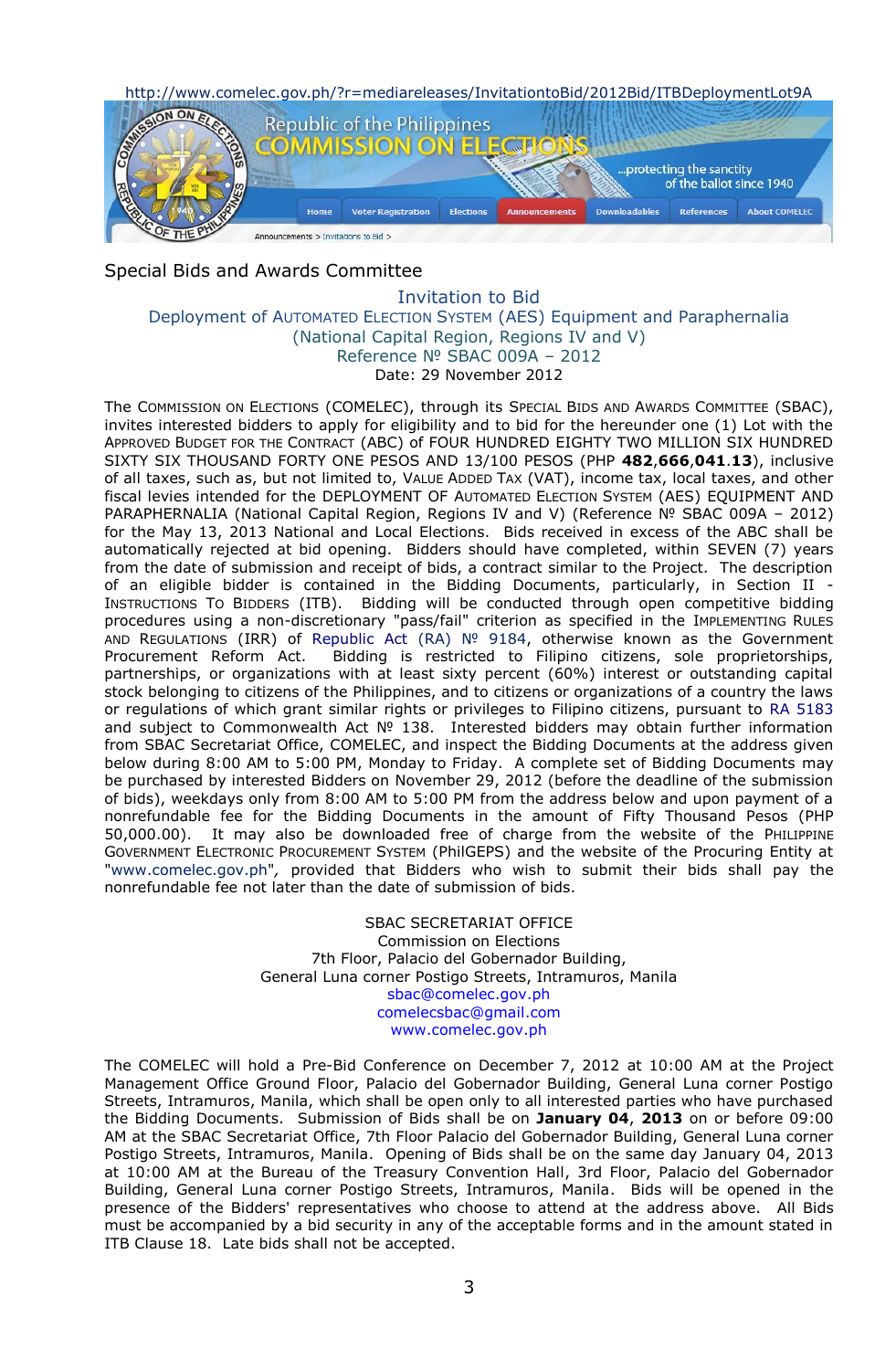http://www.comelec.gov.ph/?r=mediareleases/InvitationtoBid/2012Bid/ITBDeploymentLot9A

Republic of the Philippines
COMMISSION ON ELECTIONS
...protecting the sanctity of the ballot since 1940

Home | Voter Registration | Elections | Announcements | Downloadables | References | About COMELEC

Announcements > Invitations to Bid >

Special Bids and Awards Committee

## Invitation to Bid

### Deployment of Automated Election System (AES) Equipment and Paraphernalia
### (National Capital Region, Regions IV and V)
### Reference № SBAC 009A – 2012

Date: 29 November 2012

The Commission on Elections (COMELEC), through its Special Bids and Awards Committee (SBAC), invites interested bidders to apply for eligibility and to bid for the hereunder one (1) Lot with the Approved Budget for the Contract (ABC) of FOUR HUNDRED EIGHTY TWO MILLION SIX HUNDRED SIXTY SIX THOUSAND FORTY ONE PESOS AND 13/100 PESOS (PHP **482**,**666**,**041**.**13**), inclusive of all taxes, such as, but not limited to, Value Added Tax (VAT), income tax, local taxes, and other fiscal levies intended for the DEPLOYMENT OF Automated Election System (AES) EQUIPMENT AND PARAPHERNALIA (National Capital Region, Regions IV and V) (Reference № SBAC 009A – 2012) for the May 13, 2013 National and Local Elections. Bids received in excess of the ABC shall be automatically rejected at bid opening. Bidders should have completed, within SEVEN (7) years from the date of submission and receipt of bids, a contract similar to the Project. The description of an eligible bidder is contained in the Bidding Documents, particularly, in Section II - Instructions To Bidders (ITB). Bidding will be conducted through open competitive bidding procedures using a non-discretionary "pass/fail" criterion as specified in the Implementing Rules and Regulations (IRR) of Republic Act (RA) № 9184, otherwise known as the Government Procurement Reform Act. Bidding is restricted to Filipino citizens, sole proprietorships, partnerships, or organizations with at least sixty percent (60%) interest or outstanding capital stock belonging to citizens of the Philippines, and to citizens or organizations of a country the laws or regulations of which grant similar rights or privileges to Filipino citizens, pursuant to RA 5183 and subject to Commonwealth Act № 138. Interested bidders may obtain further information from SBAC Secretariat Office, COMELEC, and inspect the Bidding Documents at the address given below during 8:00 AM to 5:00 PM, Monday to Friday. A complete set of Bidding Documents may be purchased by interested Bidders on November 29, 2012 (before the deadline of the submission of bids), weekdays only from 8:00 AM to 5:00 PM from the address below and upon payment of a nonrefundable fee for the Bidding Documents in the amount of Fifty Thousand Pesos (PHP 50,000.00). It may also be downloaded free of charge from the website of the Philippine Government Electronic Procurement System (PhilGEPS) and the website of the Procuring Entity at "www.comelec.gov.ph", provided that Bidders who wish to submit their bids shall pay the nonrefundable fee not later than the date of submission of bids.

SBAC SECRETARIAT OFFICE
Commission on Elections
7th Floor, Palacio del Gobernador Building,
General Luna corner Postigo Streets, Intramuros, Manila
sbac@comelec.gov.ph
comelecsbac@gmail.com
www.comelec.gov.ph

The COMELEC will hold a Pre-Bid Conference on December 7, 2012 at 10:00 AM at the Project Management Office Ground Floor, Palacio del Gobernador Building, General Luna corner Postigo Streets, Intramuros, Manila, which shall be open only to all interested parties who have purchased the Bidding Documents. Submission of Bids shall be on **January 04**, **2013** on or before 09:00 AM at the SBAC Secretariat Office, 7th Floor Palacio del Gobernador Building, General Luna corner Postigo Streets, Intramuros, Manila. Opening of Bids shall be on the same day January 04, 2013 at 10:00 AM at the Bureau of the Treasury Convention Hall, 3rd Floor, Palacio del Gobernador Building, General Luna corner Postigo Streets, Intramuros, Manila. Bids will be opened in the presence of the Bidders' representatives who choose to attend at the address above. All Bids must be accompanied by a bid security in any of the acceptable forms and in the amount stated in ITB Clause 18. Late bids shall not be accepted.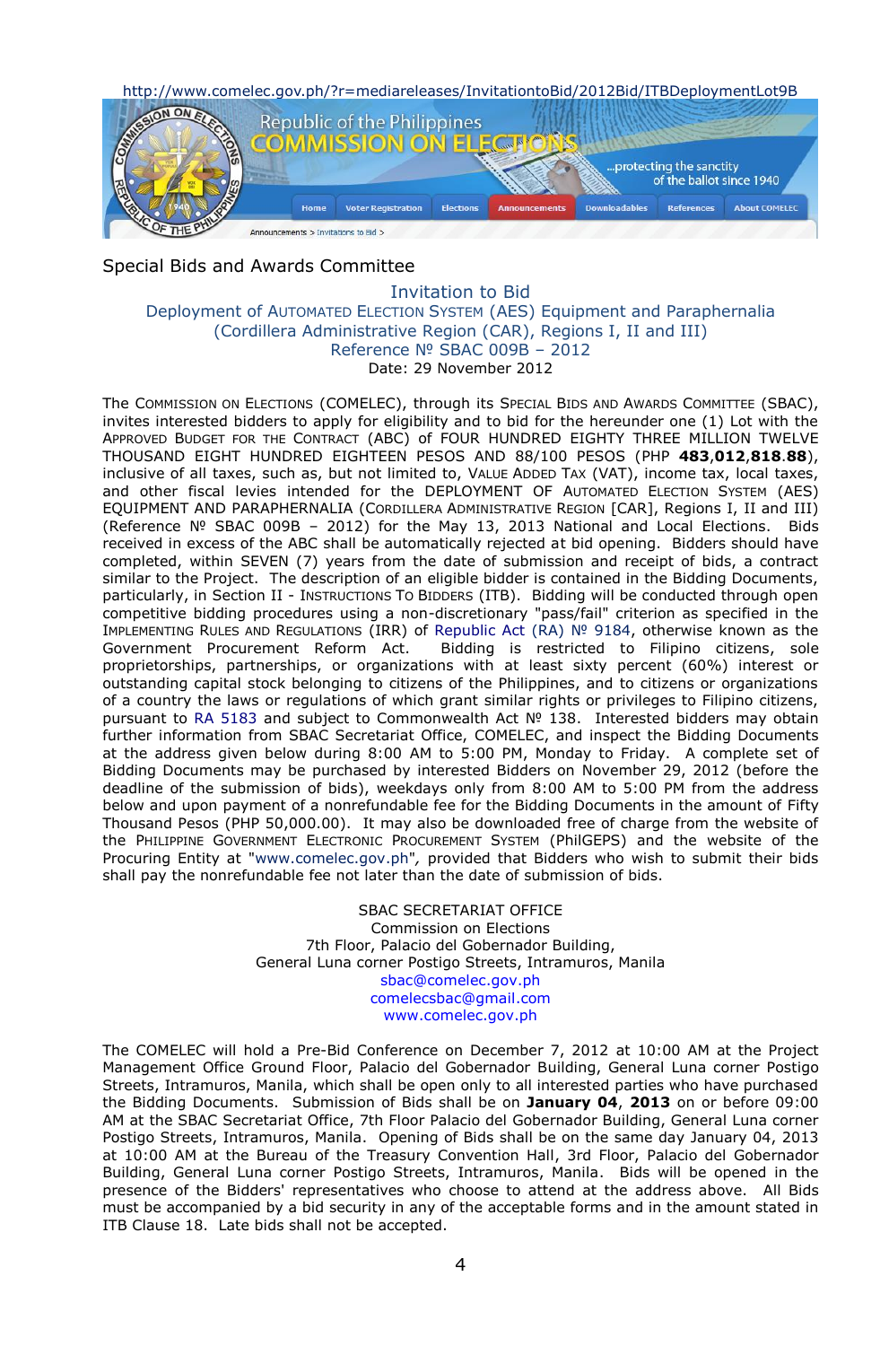http://www.comelec.gov.ph/?r=mediareleases/InvitationtoBid/2012Bid/ITBDeploymentLot9B

Republic of the Philippines
COMMISSION ON ELECTIONS

...protecting the sanctity of the ballot since 1940

Home | Voter Registration | Elections | Announcements | Downloadables | References | About COMELEC

Announcements > Invitations to Bid >

Special Bids and Awards Committee

## Invitation to Bid
### Deployment of AUTOMATED ELECTION SYSTEM (AES) Equipment and Paraphernalia (Cordillera Administrative Region (CAR), Regions I, II and III)
### Reference № SBAC 009B – 2012

Date: 29 November 2012

The COMMISSION ON ELECTIONS (COMELEC), through its SPECIAL BIDS AND AWARDS COMMITTEE (SBAC), invites interested bidders to apply for eligibility and to bid for the hereunder one (1) Lot with the APPROVED BUDGET FOR THE CONTRACT (ABC) of FOUR HUNDRED EIGHTY THREE MILLION TWELVE THOUSAND EIGHT HUNDRED EIGHTEEN PESOS AND 88/100 PESOS (PHP **483**,**012**,**818**.**88**), inclusive of all taxes, such as, but not limited to, VALUE ADDED TAX (VAT), income tax, local taxes, and other fiscal levies intended for the DEPLOYMENT OF AUTOMATED ELECTION SYSTEM (AES) EQUIPMENT AND PARAPHERNALIA (CORDILLERA ADMINISTRATIVE REGION [CAR], Regions I, II and III) (Reference № SBAC 009B – 2012) for the May 13, 2013 National and Local Elections. Bids received in excess of the ABC shall be automatically rejected at bid opening. Bidders should have completed, within SEVEN (7) years from the date of submission and receipt of bids, a contract similar to the Project. The description of an eligible bidder is contained in the Bidding Documents, particularly, in Section II - INSTRUCTIONS TO BIDDERS (ITB). Bidding will be conducted through open competitive bidding procedures using a non-discretionary "pass/fail" criterion as specified in the IMPLEMENTING RULES AND REGULATIONS (IRR) of Republic Act (RA) № 9184, otherwise known as the Government Procurement Reform Act. Bidding is restricted to Filipino citizens, sole proprietorships, partnerships, or organizations with at least sixty percent (60%) interest or outstanding capital stock belonging to citizens of the Philippines, and to citizens or organizations of a country the laws or regulations of which grant similar rights or privileges to Filipino citizens, pursuant to RA 5183 and subject to Commonwealth Act № 138. Interested bidders may obtain further information from SBAC Secretariat Office, COMELEC, and inspect the Bidding Documents at the address given below during 8:00 AM to 5:00 PM, Monday to Friday. A complete set of Bidding Documents may be purchased by interested Bidders on November 29, 2012 (before the deadline of the submission of bids), weekdays only from 8:00 AM to 5:00 PM from the address below and upon payment of a nonrefundable fee for the Bidding Documents in the amount of Fifty Thousand Pesos (PHP 50,000.00). It may also be downloaded free of charge from the website of the PHILIPPINE GOVERNMENT ELECTRONIC PROCUREMENT SYSTEM (PhilGEPS) and the website of the Procuring Entity at "www.comelec.gov.ph", provided that Bidders who wish to submit their bids shall pay the nonrefundable fee not later than the date of submission of bids.

SBAC SECRETARIAT OFFICE
Commission on Elections
7th Floor, Palacio del Gobernador Building,
General Luna corner Postigo Streets, Intramuros, Manila
sbac@comelec.gov.ph
comelecsbac@gmail.com
www.comelec.gov.ph

The COMELEC will hold a Pre-Bid Conference on December 7, 2012 at 10:00 AM at the Project Management Office Ground Floor, Palacio del Gobernador Building, General Luna corner Postigo Streets, Intramuros, Manila, which shall be open only to all interested parties who have purchased the Bidding Documents. Submission of Bids shall be on **January 04**, **2013** on or before 09:00 AM at the SBAC Secretariat Office, 7th Floor Palacio del Gobernador Building, General Luna corner Postigo Streets, Intramuros, Manila. Opening of Bids shall be on the same day January 04, 2013 at 10:00 AM at the Bureau of the Treasury Convention Hall, 3rd Floor, Palacio del Gobernador Building, General Luna corner Postigo Streets, Intramuros, Manila. Bids will be opened in the presence of the Bidders' representatives who choose to attend at the address above. All Bids must be accompanied by a bid security in any of the acceptable forms and in the amount stated in ITB Clause 18. Late bids shall not be accepted.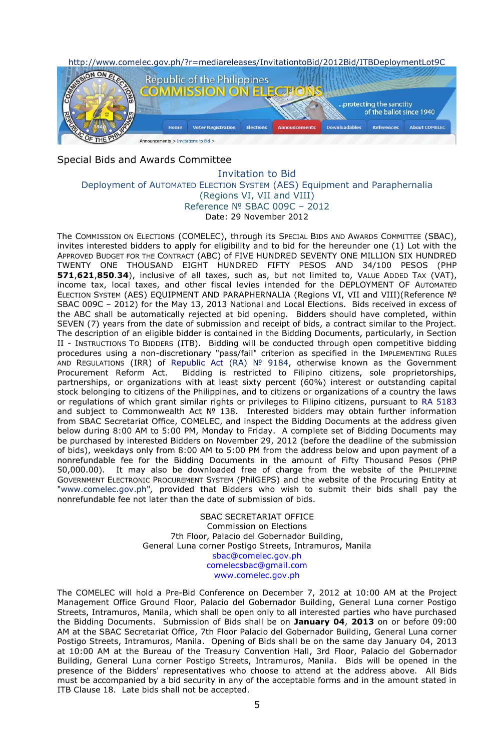http://www.comelec.gov.ph/?r=mediareleases/InvitationtoBid/2012Bid/ITBDeploymentLot9C

Republic of the Philippines
COMMISSION ON ELECTIONS
...protecting the sanctity of the ballot since 1940

Home | Voter Registration | Elections | Announcements | Downloadables | References | About COMELEC

Announcements > Invitations to Bid >

Special Bids and Awards Committee

## Invitation to Bid

### Deployment of Automated Election System (AES) Equipment and Paraphernalia (Regions VI, VII and VIII)

Reference № SBAC 009C – 2012

Date: 29 November 2012

The Commission on Elections (COMELEC), through its Special Bids and Awards Committee (SBAC), invites interested bidders to apply for eligibility and to bid for the hereunder one (1) Lot with the Approved Budget for the Contract (ABC) of FIVE HUNDRED SEVENTY ONE MILLION SIX HUNDRED TWENTY ONE THOUSAND EIGHT HUNDRED FIFTY PESOS AND 34/100 PESOS (PHP **571,621,850.34**), inclusive of all taxes, such as, but not limited to, Value Added Tax (VAT), income tax, local taxes, and other fiscal levies intended for the DEPLOYMENT OF Automated Election System (AES) EQUIPMENT AND PARAPHERNALIA (Regions VI, VII and VIII)(Reference № SBAC 009C – 2012) for the May 13, 2013 National and Local Elections. Bids received in excess of the ABC shall be automatically rejected at bid opening. Bidders should have completed, within SEVEN (7) years from the date of submission and receipt of bids, a contract similar to the Project. The description of an eligible bidder is contained in the Bidding Documents, particularly, in Section II - Instructions To Bidders (ITB). Bidding will be conducted through open competitive bidding procedures using a non-discretionary "pass/fail" criterion as specified in the Implementing Rules and Regulations (IRR) of Republic Act (RA) № 9184, otherwise known as the Government Procurement Reform Act. Bidding is restricted to Filipino citizens, sole proprietorships, partnerships, or organizations with at least sixty percent (60%) interest or outstanding capital stock belonging to citizens of the Philippines, and to citizens or organizations of a country the laws or regulations of which grant similar rights or privileges to Filipino citizens, pursuant to RA 5183 and subject to Commonwealth Act № 138. Interested bidders may obtain further information from SBAC Secretariat Office, COMELEC, and inspect the Bidding Documents at the address given below during 8:00 AM to 5:00 PM, Monday to Friday. A complete set of Bidding Documents may be purchased by interested Bidders on November 29, 2012 (before the deadline of the submission of bids), weekdays only from 8:00 AM to 5:00 PM from the address below and upon payment of a nonrefundable fee for the Bidding Documents in the amount of Fifty Thousand Pesos (PHP 50,000.00). It may also be downloaded free of charge from the website of the Philippine Government Electronic Procurement System (PhilGEPS) and the website of the Procuring Entity at "www.comelec.gov.ph", provided that Bidders who wish to submit their bids shall pay the nonrefundable fee not later than the date of submission of bids.

SBAC SECRETARIAT OFFICE
Commission on Elections
7th Floor, Palacio del Gobernador Building,
General Luna corner Postigo Streets, Intramuros, Manila
sbac@comelec.gov.ph
comelecsbac@gmail.com
www.comelec.gov.ph

The COMELEC will hold a Pre-Bid Conference on December 7, 2012 at 10:00 AM at the Project Management Office Ground Floor, Palacio del Gobernador Building, General Luna corner Postigo Streets, Intramuros, Manila, which shall be open only to all interested parties who have purchased the Bidding Documents. Submission of Bids shall be on **January 04**, **2013** on or before 09:00 AM at the SBAC Secretariat Office, 7th Floor Palacio del Gobernador Building, General Luna corner Postigo Streets, Intramuros, Manila. Opening of Bids shall be on the same day January 04, 2013 at 10:00 AM at the Bureau of the Treasury Convention Hall, 3rd Floor, Palacio del Gobernador Building, General Luna corner Postigo Streets, Intramuros, Manila. Bids will be opened in the presence of the Bidders' representatives who choose to attend at the address above. All Bids must be accompanied by a bid security in any of the acceptable forms and in the amount stated in ITB Clause 18. Late bids shall not be accepted.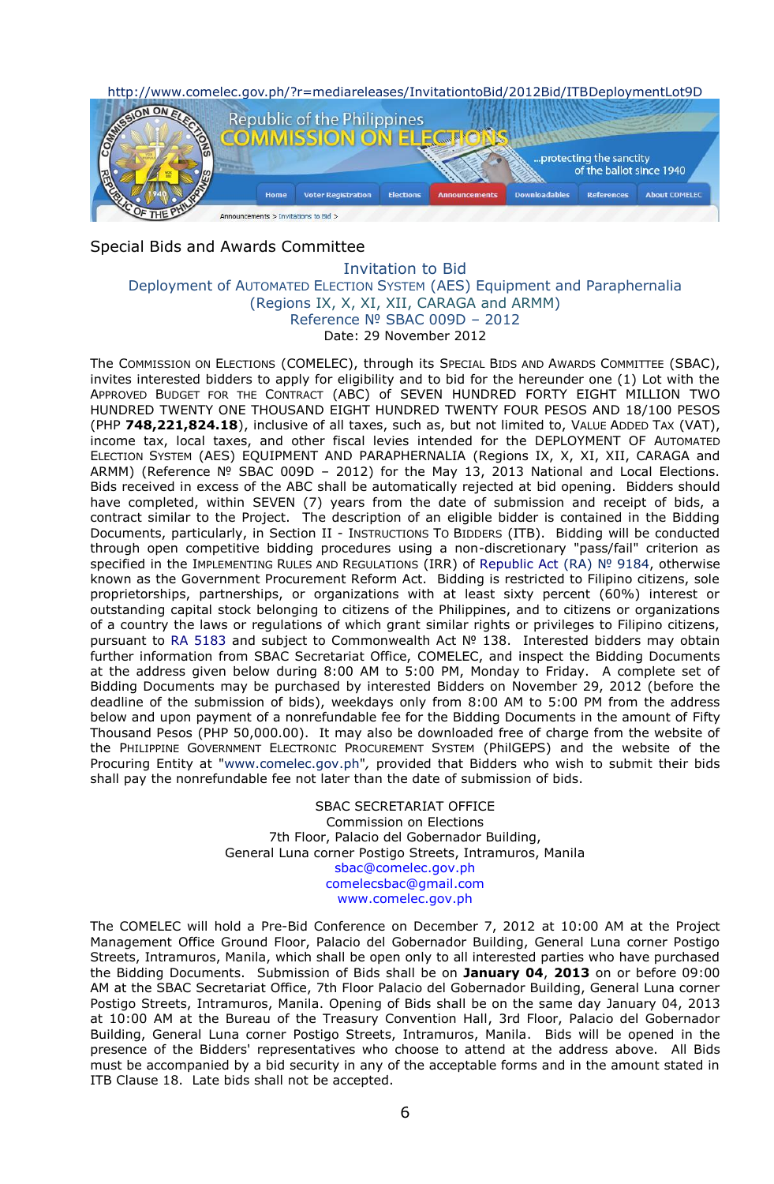http://www.comelec.gov.ph/?r=mediareleases/InvitationtoBid/2012Bid/ITBDeploymentLot9D

Republic of the Philippines
COMMISSION ON ELECTIONS

...protecting the sanctity of the ballot since 1940

Home | Voter Registration | Elections | Announcements | Downloadables | References | About COMELEC

Announcements > Invitations to Bid >

Special Bids and Awards Committee

## Invitation to Bid
### Deployment of Automated Election System (AES) Equipment and Paraphernalia (Regions IX, X, XI, XII, CARAGA and ARMM)
### Reference № SBAC 009D – 2012

Date: 29 November 2012

The Commission on Elections (COMELEC), through its Special Bids and Awards Committee (SBAC), invites interested bidders to apply for eligibility and to bid for the hereunder one (1) Lot with the Approved Budget for the Contract (ABC) of SEVEN HUNDRED FORTY EIGHT MILLION TWO HUNDRED TWENTY ONE THOUSAND EIGHT HUNDRED TWENTY FOUR PESOS AND 18/100 PESOS (PHP **748,221,824.18**), inclusive of all taxes, such as, but not limited to, Value Added Tax (VAT), income tax, local taxes, and other fiscal levies intended for the DEPLOYMENT OF Automated Election System (AES) EQUIPMENT AND PARAPHERNALIA (Regions IX, X, XI, XII, CARAGA and ARMM) (Reference № SBAC 009D – 2012) for the May 13, 2013 National and Local Elections. Bids received in excess of the ABC shall be automatically rejected at bid opening. Bidders should have completed, within SEVEN (7) years from the date of submission and receipt of bids, a contract similar to the Project. The description of an eligible bidder is contained in the Bidding Documents, particularly, in Section II - Instructions To Bidders (ITB). Bidding will be conducted through open competitive bidding procedures using a non-discretionary "pass/fail" criterion as specified in the Implementing Rules and Regulations (IRR) of Republic Act (RA) № 9184, otherwise known as the Government Procurement Reform Act. Bidding is restricted to Filipino citizens, sole proprietorships, partnerships, or organizations with at least sixty percent (60%) interest or outstanding capital stock belonging to citizens of the Philippines, and to citizens or organizations of a country the laws or regulations of which grant similar rights or privileges to Filipino citizens, pursuant to RA 5183 and subject to Commonwealth Act № 138. Interested bidders may obtain further information from SBAC Secretariat Office, COMELEC, and inspect the Bidding Documents at the address given below during 8:00 AM to 5:00 PM, Monday to Friday. A complete set of Bidding Documents may be purchased by interested Bidders on November 29, 2012 (before the deadline of the submission of bids), weekdays only from 8:00 AM to 5:00 PM from the address below and upon payment of a nonrefundable fee for the Bidding Documents in the amount of Fifty Thousand Pesos (PHP 50,000.00). It may also be downloaded free of charge from the website of the Philippine Government Electronic Procurement System (PhilGEPS) and the website of the Procuring Entity at "www.comelec.gov.ph", provided that Bidders who wish to submit their bids shall pay the nonrefundable fee not later than the date of submission of bids.

SBAC SECRETARIAT OFFICE
Commission on Elections
7th Floor, Palacio del Gobernador Building,
General Luna corner Postigo Streets, Intramuros, Manila
sbac@comelec.gov.ph
comelecsbac@gmail.com
www.comelec.gov.ph

The COMELEC will hold a Pre-Bid Conference on December 7, 2012 at 10:00 AM at the Project Management Office Ground Floor, Palacio del Gobernador Building, General Luna corner Postigo Streets, Intramuros, Manila, which shall be open only to all interested parties who have purchased the Bidding Documents. Submission of Bids shall be on **January 04**, **2013** on or before 09:00 AM at the SBAC Secretariat Office, 7th Floor Palacio del Gobernador Building, General Luna corner Postigo Streets, Intramuros, Manila. Opening of Bids shall be on the same day January 04, 2013 at 10:00 AM at the Bureau of the Treasury Convention Hall, 3rd Floor, Palacio del Gobernador Building, General Luna corner Postigo Streets, Intramuros, Manila. Bids will be opened in the presence of the Bidders' representatives who choose to attend at the address above. All Bids must be accompanied by a bid security in any of the acceptable forms and in the amount stated in ITB Clause 18. Late bids shall not be accepted.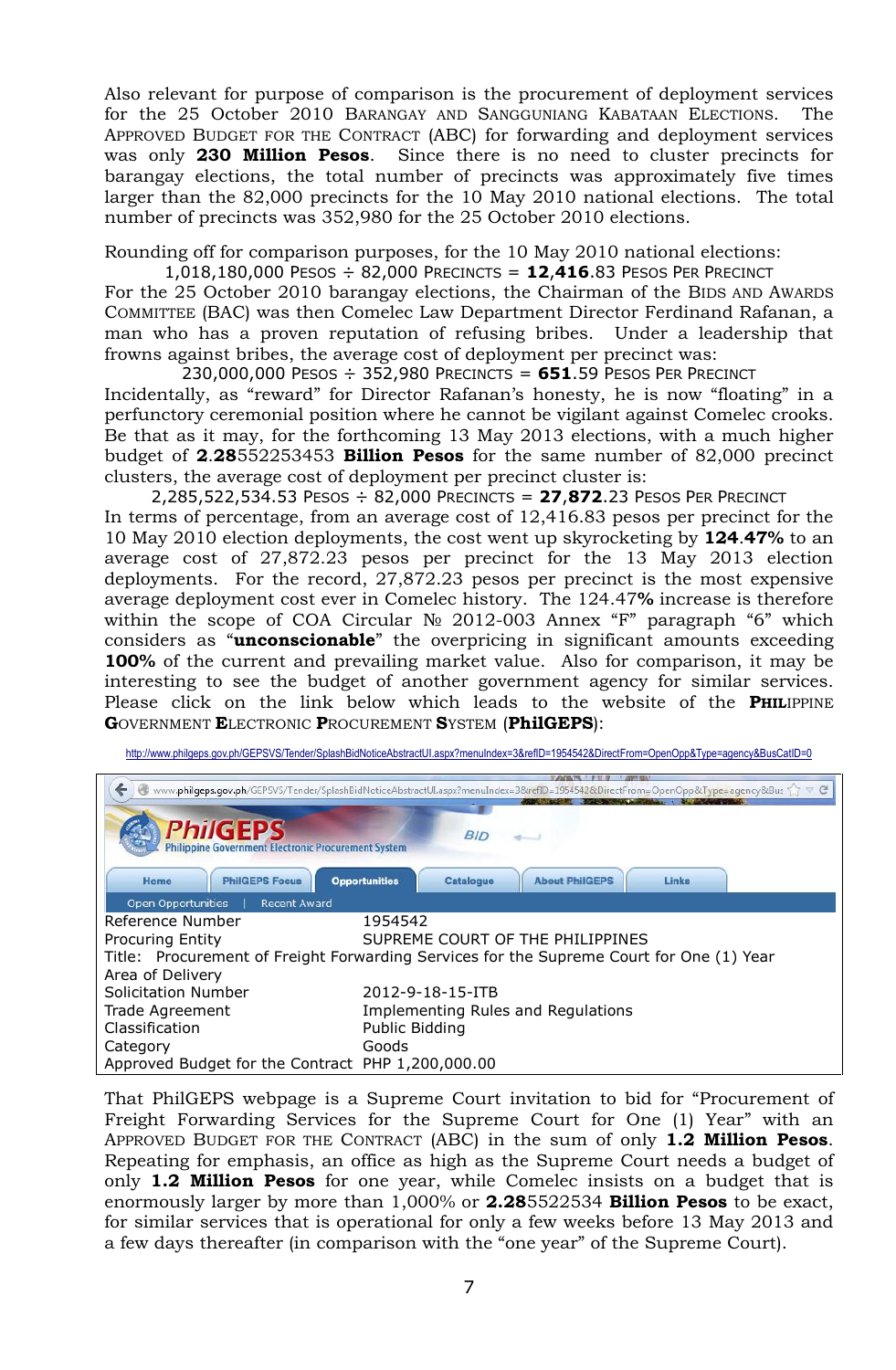Also relevant for purpose of comparison is the procurement of deployment services for the 25 October 2010 BARANGAY AND SANGGUNIANG KABATAAN ELECTIONS. The APPROVED BUDGET FOR THE CONTRACT (ABC) for forwarding and deployment services was only **230 Million Pesos**. Since there is no need to cluster precincts for barangay elections, the total number of precincts was approximately five times larger than the 82,000 precincts for the 10 May 2010 national elections. The total number of precincts was 352,980 for the 25 October 2010 elections.

Rounding off for comparison purposes, for the 10 May 2010 national elections:

1,018,180,000 PESOS ÷ 82,000 PRECINCTS = **12,416**.83 PESOS PER PRECINCT

For the 25 October 2010 barangay elections, the Chairman of the BIDS AND AWARDS COMMITTEE (BAC) was then Comelec Law Department Director Ferdinand Rafanan, a man who has a proven reputation of refusing bribes. Under a leadership that frowns against bribes, the average cost of deployment per precinct was:

230,000,000 PESOS ÷ 352,980 PRECINCTS = **651**.59 PESOS PER PRECINCT

Incidentally, as "reward" for Director Rafanan's honesty, he is now "floating" in a perfunctory ceremonial position where he cannot be vigilant against Comelec crooks. Be that as it may, for the forthcoming 13 May 2013 elections, with a much higher budget of **2**.**28**552253453 **Billion Pesos** for the same number of 82,000 precinct clusters, the average cost of deployment per precinct cluster is:

2,285,522,534.53 PESOS ÷ 82,000 PRECINCTS = **27,872**.23 PESOS PER PRECINCT

In terms of percentage, from an average cost of 12,416.83 pesos per precinct for the 10 May 2010 election deployments, the cost went up skyrocketing by **124.47%** to an average cost of 27,872.23 pesos per precinct for the 13 May 2013 election deployments. For the record, 27,872.23 pesos per precinct is the most expensive average deployment cost ever in Comelec history. The 124.47**%** increase is therefore within the scope of COA Circular № 2012-003 Annex "F" paragraph "6" which considers as "**unconscionable**" the overpricing in significant amounts exceeding **100%** of the current and prevailing market value. Also for comparison, it may be interesting to see the budget of another government agency for similar services. Please click on the link below which leads to the website of the **PHIL**IPPINE **G**OVERNMENT **E**LECTRONIC **P**ROCUREMENT **S**YSTEM (**PhilGEPS**):

http://www.philgeps.gov.ph/GEPSVS/Tender/SplashBidNoticeAbstractUI.aspx?menuIndex=3&refID=1954542&DirectFrom=OpenOpp&Type=agency&BusCatID=0

| | |
|---|---|
| Reference Number | 1954542 |
| Procuring Entity | SUPREME COURT OF THE PHILIPPINES |
| Title: Procurement of Freight Forwarding Services for the Supreme Court for One (1) Year | |
| Area of Delivery | |
| Solicitation Number | 2012-9-18-15-ITB |
| Trade Agreement | Implementing Rules and Regulations |
| Classification | Public Bidding |
| Category | Goods |
| Approved Budget for the Contract | PHP 1,200,000.00 |

That PhilGEPS webpage is a Supreme Court invitation to bid for "Procurement of Freight Forwarding Services for the Supreme Court for One (1) Year" with an APPROVED BUDGET FOR THE CONTRACT (ABC) in the sum of only **1.2 Million Pesos**. Repeating for emphasis, an office as high as the Supreme Court needs a budget of only **1.2 Million Pesos** for one year, while Comelec insists on a budget that is enormously larger by more than 1,000% or **2.285**5522534 **Billion Pesos** to be exact, for similar services that is operational for only a few weeks before 13 May 2013 and a few days thereafter (in comparison with the "one year" of the Supreme Court).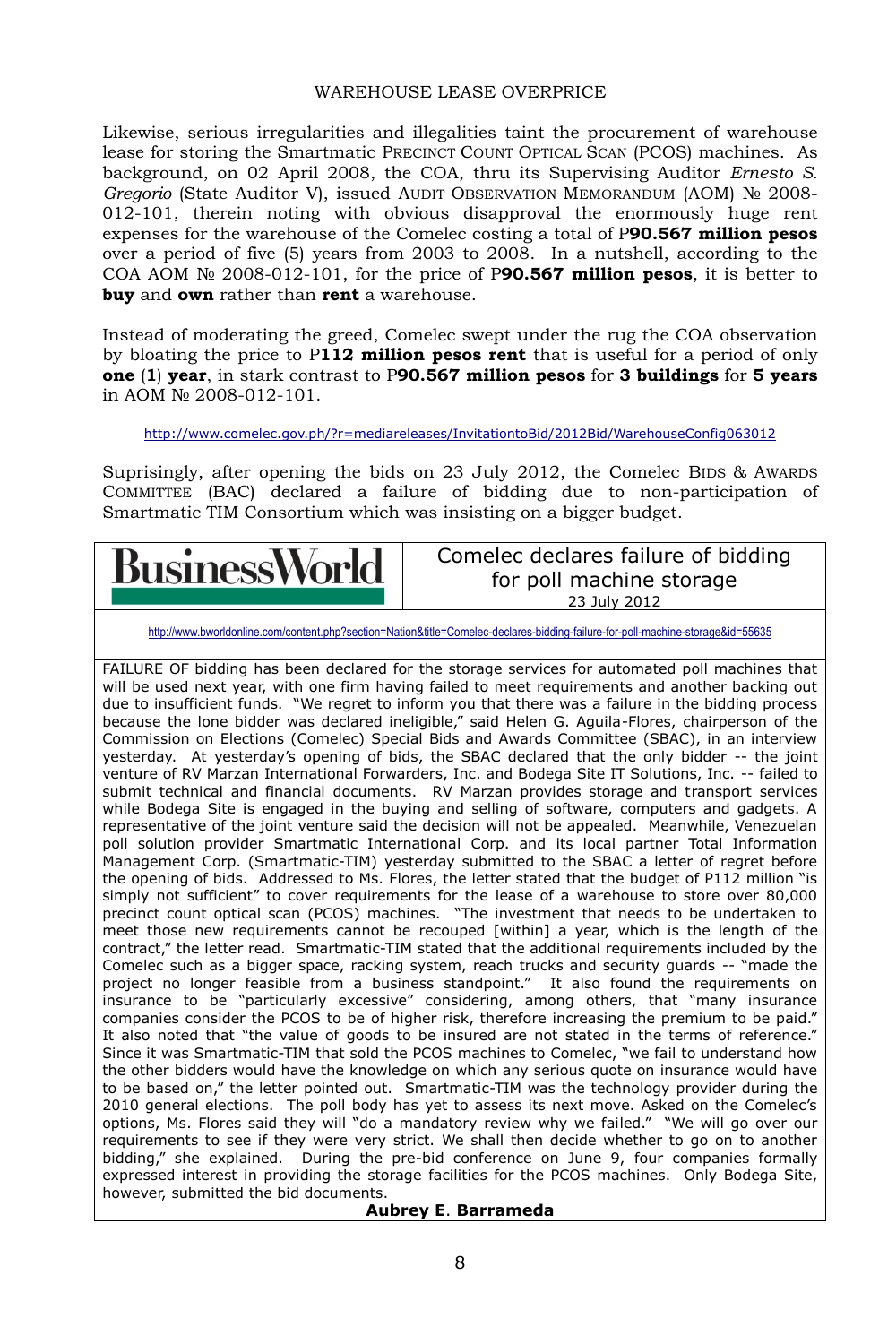## WAREHOUSE LEASE OVERPRICE

Likewise, serious irregularities and illegalities taint the procurement of warehouse lease for storing the Smartmatic PRECINCT COUNT OPTICAL SCAN (PCOS) machines. As background, on 02 April 2008, the COA, thru its Supervising Auditor *Ernesto S. Gregorio* (State Auditor V), issued AUDIT OBSERVATION MEMORANDUM (AOM) № 2008-012-101, therein noting with obvious disapproval the enormously huge rent expenses for the warehouse of the Comelec costing a total of P**90.567 million pesos** over a period of five (5) years from 2003 to 2008. In a nutshell, according to the COA AOM № 2008-012-101, for the price of P**90.567 million pesos**, it is better to **buy** and **own** rather than **rent** a warehouse.

Instead of moderating the greed, Comelec swept under the rug the COA observation by bloating the price to P**112 million pesos rent** that is useful for a period of only **one** (**1**) **year**, in stark contrast to P**90.567 million pesos** for **3 buildings** for **5 years** in AOM № 2008-012-101.

http://www.comelec.gov.ph/?r=mediareleases/InvitationtoBid/2012Bid/WarehouseConfig063012

Suprisingly, after opening the bids on 23 July 2012, the Comelec BIDS & AWARDS COMMITTEE (BAC) declared a failure of bidding due to non-participation of Smartmatic TIM Consortium which was insisting on a bigger budget.

---

**BusinessWorld**

### Comelec declares failure of bidding for poll machine storage

23 July 2012

http://www.bworldonline.com/content.php?section=Nation&title=Comelec-declares-bidding-failure-for-poll-machine-storage&id=55635

FAILURE OF bidding has been declared for the storage services for automated poll machines that will be used next year, with one firm having failed to meet requirements and another backing out due to insufficient funds. "We regret to inform you that there was a failure in the bidding process because the lone bidder was declared ineligible," said Helen G. Aguila-Flores, chairperson of the Commission on Elections (Comelec) Special Bids and Awards Committee (SBAC), in an interview yesterday. At yesterday's opening of bids, the SBAC declared that the only bidder -- the joint venture of RV Marzan International Forwarders, Inc. and Bodega Site IT Solutions, Inc. -- failed to submit technical and financial documents. RV Marzan provides storage and transport services while Bodega Site is engaged in the buying and selling of software, computers and gadgets. A representative of the joint venture said the decision will not be appealed. Meanwhile, Venezuelan poll solution provider Smartmatic International Corp. and its local partner Total Information Management Corp. (Smartmatic-TIM) yesterday submitted to the SBAC a letter of regret before the opening of bids. Addressed to Ms. Flores, the letter stated that the budget of P112 million "is simply not sufficient" to cover requirements for the lease of a warehouse to store over 80,000 precinct count optical scan (PCOS) machines. "The investment that needs to be undertaken to meet those new requirements cannot be recouped [within] a year, which is the length of the contract," the letter read. Smartmatic-TIM stated that the additional requirements included by the Comelec such as a bigger space, racking system, reach trucks and security guards -- "made the project no longer feasible from a business standpoint." It also found the requirements on insurance to be "particularly excessive" considering, among others, that "many insurance companies consider the PCOS to be of higher risk, therefore increasing the premium to be paid." It also noted that "the value of goods to be insured are not stated in the terms of reference." Since it was Smartmatic-TIM that sold the PCOS machines to Comelec, "we fail to understand how the other bidders would have the knowledge on which any serious quote on insurance would have to be based on," the letter pointed out. Smartmatic-TIM was the technology provider during the 2010 general elections. The poll body has yet to assess its next move. Asked on the Comelec's options, Ms. Flores said they will "do a mandatory review why we failed." "We will go over our requirements to see if they were very strict. We shall then decide whether to go on to another bidding," she explained. During the pre-bid conference on June 9, four companies formally expressed interest in providing the storage facilities for the PCOS machines. Only Bodega Site, however, submitted the bid documents.

**Aubrey E. Barrameda**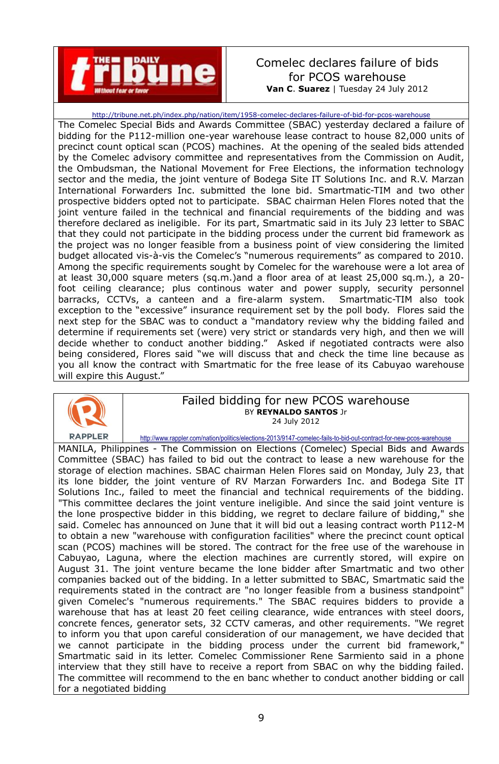# Comelec declares failure of bids for PCOS warehouse

**Van C. Suarez** | Tuesday 24 July 2012

http://tribune.net.ph/index.php/nation/item/1958-comelec-declares-failure-of-bid-for-pcos-warehouse

The Comelec Special Bids and Awards Committee (SBAC) yesterday declared a failure of bidding for the P112-million one-year warehouse lease contract to house 82,000 units of precinct count optical scan (PCOS) machines. At the opening of the sealed bids attended by the Comelec advisory committee and representatives from the Commission on Audit, the Ombudsman, the National Movement for Free Elections, the information technology sector and the media, the joint venture of Bodega Site IT Solutions Inc. and R.V. Marzan International Forwarders Inc. submitted the lone bid. Smartmatic-TIM and two other prospective bidders opted not to participate. SBAC chairman Helen Flores noted that the joint venture failed in the technical and financial requirements of the bidding and was therefore declared as ineligible. For its part, Smartmatic said in its July 23 letter to SBAC that they could not participate in the bidding process under the current bid framework as the project was no longer feasible from a business point of view considering the limited budget allocated vis-à-vis the Comelec's "numerous requirements" as compared to 2010. Among the specific requirements sought by Comelec for the warehouse were a lot area of at least 30,000 square meters (sq.m.)and a floor area of at least 25,000 sq.m.), a 20-foot ceiling clearance; plus continous water and power supply, security personnel barracks, CCTVs, a canteen and a fire-alarm system. Smartmatic-TIM also took exception to the "excessive" insurance requirement set by the poll body. Flores said the next step for the SBAC was to conduct a "mandatory review why the bidding failed and determine if requirements set (were) very strict or standards very high, and then we will decide whether to conduct another bidding." Asked if negotiated contracts were also being considered, Flores said "we will discuss that and check the time line because as you all know the contract with Smartmatic for the free lease of its Cabuyao warehouse will expire this August."

# Failed bidding for new PCOS warehouse

BY **REYNALDO SANTOS** Jr

24 July 2012

RAPPLER

http://www.rappler.com/nation/politics/elections-2013/9147-comelec-fails-to-bid-out-contract-for-new-pcos-warehouse

MANILA, Philippines - The Commission on Elections (Comelec) Special Bids and Awards Committee (SBAC) has failed to bid out the contract to lease a new warehouse for the storage of election machines. SBAC chairman Helen Flores said on Monday, July 23, that its lone bidder, the joint venture of RV Marzan Forwarders Inc. and Bodega Site IT Solutions Inc., failed to meet the financial and technical requirements of the bidding. "This committee declares the joint venture ineligible. And since the said joint venture is the lone prospective bidder in this bidding, we regret to declare failure of bidding," she said. Comelec has announced on June that it will bid out a leasing contract worth P112-M to obtain a new "warehouse with configuration facilities" where the precinct count optical scan (PCOS) machines will be stored. The contract for the free use of the warehouse in Cabuyao, Laguna, where the election machines are currently stored, will expire on August 31. The joint venture became the lone bidder after Smartmatic and two other companies backed out of the bidding. In a letter submitted to SBAC, Smartmatic said the requirements stated in the contract are "no longer feasible from a business standpoint" given Comelec's "numerous requirements." The SBAC requires bidders to provide a warehouse that has at least 20 feet ceiling clearance, wide entrances with steel doors, concrete fences, generator sets, 32 CCTV cameras, and other requirements. "We regret to inform you that upon careful consideration of our management, we have decided that we cannot participate in the bidding process under the current bid framework," Smartmatic said in its letter. Comelec Commissioner Rene Sarmiento said in a phone interview that they still have to receive a report from SBAC on why the bidding failed. The committee will recommend to the en banc whether to conduct another bidding or call for a negotiated bidding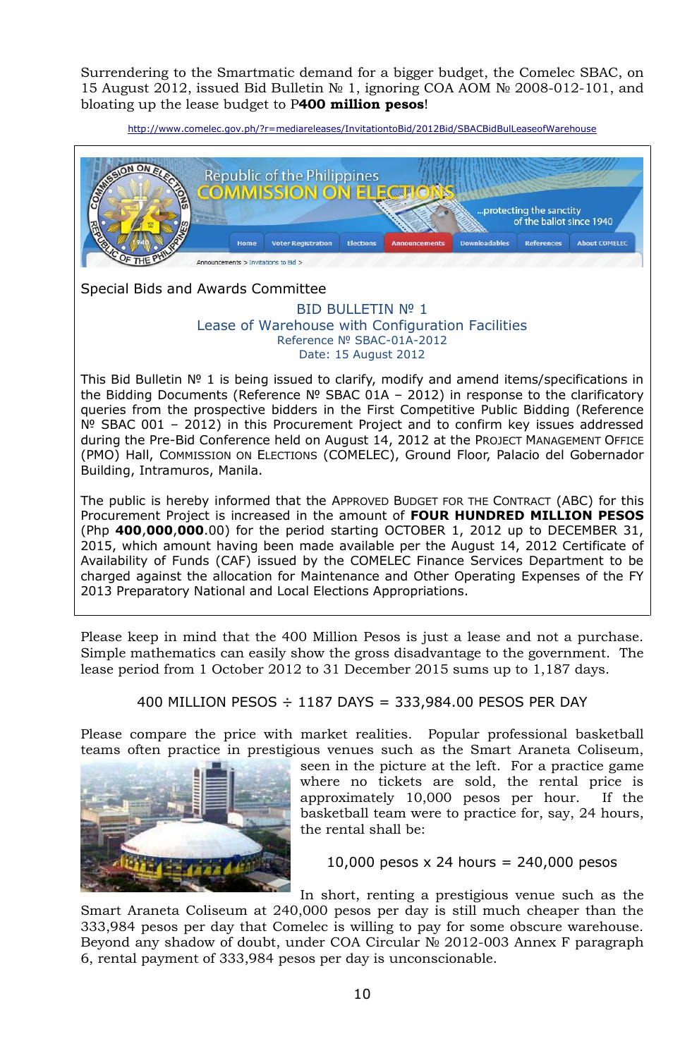Surrendering to the Smartmatic demand for a bigger budget, the Comelec SBAC, on 15 August 2012, issued Bid Bulletin № 1, ignoring COA AOM № 2008-012-101, and bloating up the lease budget to P**400 million pesos**!

http://www.comelec.gov.ph/?r=mediareleases/InvitationtoBid/2012Bid/SBACBidBulLeaseofWarehouse

Republic of the Philippines
COMMISSION ON ELECTIONS
...protecting the sanctity of the ballot since 1940

Home | Voter Registration | Elections | Announcements | Downloadables | References | About COMELEC

Announcements > Invitations to Bid >

Special Bids and Awards Committee

BID BULLETIN № 1
Lease of Warehouse with Configuration Facilities
Reference № SBAC-01A-2012
Date: 15 August 2012

This Bid Bulletin № 1 is being issued to clarify, modify and amend items/specifications in the Bidding Documents (Reference № SBAC 01A – 2012) in response to the clarificatory queries from the prospective bidders in the First Competitive Public Bidding (Reference № SBAC 001 – 2012) in this Procurement Project and to confirm key issues addressed during the Pre-Bid Conference held on August 14, 2012 at the PROJECT MANAGEMENT OFFICE (PMO) Hall, COMMISSION ON ELECTIONS (COMELEC), Ground Floor, Palacio del Gobernador Building, Intramuros, Manila.

The public is hereby informed that the APPROVED BUDGET FOR THE CONTRACT (ABC) for this Procurement Project is increased in the amount of **FOUR HUNDRED MILLION PESOS** (Php **400**,**000**,**000**.00) for the period starting OCTOBER 1, 2012 up to DECEMBER 31, 2015, which amount having been made available per the August 14, 2012 Certificate of Availability of Funds (CAF) issued by the COMELEC Finance Services Department to be charged against the allocation for Maintenance and Other Operating Expenses of the FY 2013 Preparatory National and Local Elections Appropriations.

Please keep in mind that the 400 Million Pesos is just a lease and not a purchase. Simple mathematics can easily show the gross disadvantage to the government. The lease period from 1 October 2012 to 31 December 2015 sums up to 1,187 days.

400 MILLION PESOS ÷ 1187 DAYS = 333,984.00 PESOS PER DAY

Please compare the price with market realities. Popular professional basketball teams often practice in prestigious venues such as the Smart Araneta Coliseum, seen in the picture at the left. For a practice game where no tickets are sold, the rental price is approximately 10,000 pesos per hour. If the basketball team were to practice for, say, 24 hours, the rental shall be:

10,000 pesos x 24 hours = 240,000 pesos

In short, renting a prestigious venue such as the Smart Araneta Coliseum at 240,000 pesos per day is still much cheaper than the 333,984 pesos per day that Comelec is willing to pay for some obscure warehouse. Beyond any shadow of doubt, under COA Circular № 2012-003 Annex F paragraph 6, rental payment of 333,984 pesos per day is unconscionable.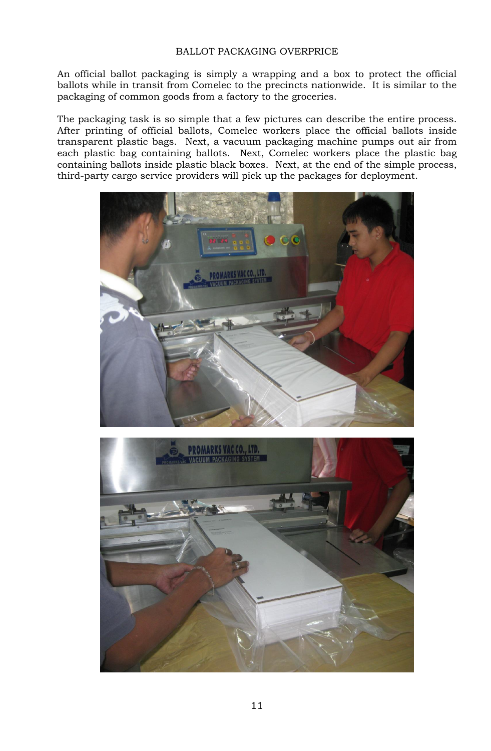## BALLOT PACKAGING OVERPRICE

An official ballot packaging is simply a wrapping and a box to protect the official ballots while in transit from Comelec to the precincts nationwide. It is similar to the packaging of common goods from a factory to the groceries.

The packaging task is so simple that a few pictures can describe the entire process. After printing of official ballots, Comelec workers place the official ballots inside transparent plastic bags. Next, a vacuum packaging machine pumps out air from each plastic bag containing ballots. Next, Comelec workers place the plastic bag containing ballots inside plastic black boxes. Next, at the end of the simple process, third-party cargo service providers will pick up the packages for deployment.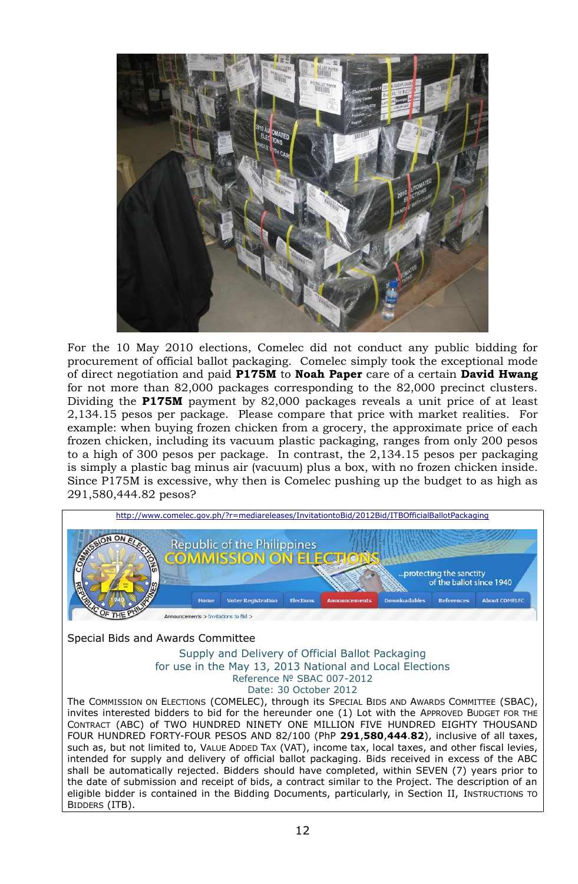For the 10 May 2010 elections, Comelec did not conduct any public bidding for procurement of official ballot packaging. Comelec simply took the exceptional mode of direct negotiation and paid **P175M** to **Noah Paper** care of a certain **David Hwang** for not more than 82,000 packages corresponding to the 82,000 precinct clusters. Dividing the **P175M** payment by 82,000 packages reveals a unit price of at least 2,134.15 pesos per package. Please compare that price with market realities. For example: when buying frozen chicken from a grocery, the approximate price of each frozen chicken, including its vacuum plastic packaging, ranges from only 200 pesos to a high of 300 pesos per package. In contrast, the 2,134.15 pesos per packaging is simply a plastic bag minus air (vacuum) plus a box, with no frozen chicken inside. Since P175M is excessive, why then is Comelec pushing up the budget to as high as 291,580,444.82 pesos?

http://www.comelec.gov.ph/?r=mediareleases/InvitationtoBid/2012Bid/ITBOfficialBallotPackaging

Republic of the Philippines
COMMISSION ON ELECTIONS
...protecting the sanctity of the ballot since 1940

Home | Voter Registration | Elections | Announcements | Downloadables | References | About COMELEC

Announcements > Invitations to Bid >

Special Bids and Awards Committee

Supply and Delivery of Official Ballot Packaging
for use in the May 13, 2013 National and Local Elections
Reference № SBAC 007-2012
Date: 30 October 2012

The COMMISSION ON ELECTIONS (COMELEC), through its SPECIAL BIDS AND AWARDS COMMITTEE (SBAC), invites interested bidders to bid for the hereunder one (1) Lot with the APPROVED BUDGET FOR THE CONTRACT (ABC) of TWO HUNDRED NINETY ONE MILLION FIVE HUNDRED EIGHTY THOUSAND FOUR HUNDRED FORTY-FOUR PESOS AND 82/100 (PhP **291**,**580**,**444**.**82**), inclusive of all taxes, such as, but not limited to, VALUE ADDED TAX (VAT), income tax, local taxes, and other fiscal levies, intended for supply and delivery of official ballot packaging. Bids received in excess of the ABC shall be automatically rejected. Bidders should have completed, within SEVEN (7) years prior to the date of submission and receipt of bids, a contract similar to the Project. The description of an eligible bidder is contained in the Bidding Documents, particularly, in Section II, INSTRUCTIONS TO BIDDERS (ITB).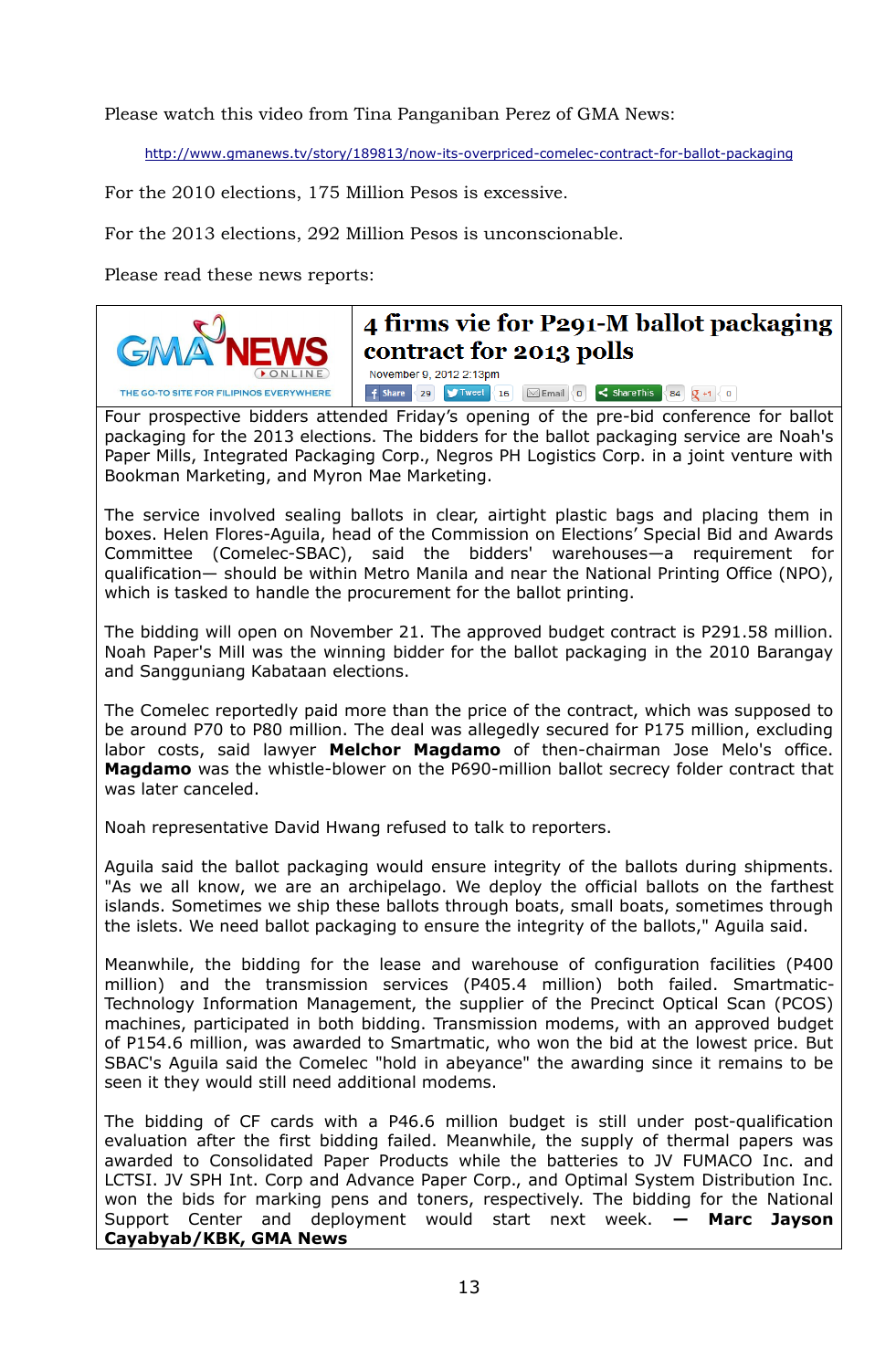Please watch this video from Tina Panganiban Perez of GMA News:

http://www.gmanews.tv/story/189813/now-its-overpriced-comelec-contract-for-ballot-packaging

For the 2010 elections, 175 Million Pesos is excessive.

For the 2013 elections, 292 Million Pesos is unconscionable.

Please read these news reports:

GMA NEWS ONLINE
THE GO-TO SITE FOR FILIPINOS EVERYWHERE

# 4 firms vie for P291-M ballot packaging contract for 2013 polls

November 9, 2012 2:13pm

Four prospective bidders attended Friday's opening of the pre-bid conference for ballot packaging for the 2013 elections. The bidders for the ballot packaging service are Noah's Paper Mills, Integrated Packaging Corp., Negros PH Logistics Corp. in a joint venture with Bookman Marketing, and Myron Mae Marketing.

The service involved sealing ballots in clear, airtight plastic bags and placing them in boxes. Helen Flores-Aguila, head of the Commission on Elections' Special Bid and Awards Committee (Comelec-SBAC), said the bidders' warehouses—a requirement for qualification— should be within Metro Manila and near the National Printing Office (NPO), which is tasked to handle the procurement for the ballot printing.

The bidding will open on November 21. The approved budget contract is P291.58 million. Noah Paper's Mill was the winning bidder for the ballot packaging in the 2010 Barangay and Sangguniang Kabataan elections.

The Comelec reportedly paid more than the price of the contract, which was supposed to be around P70 to P80 million. The deal was allegedly secured for P175 million, excluding labor costs, said lawyer **Melchor Magdamo** of then-chairman Jose Melo's office. **Magdamo** was the whistle-blower on the P690-million ballot secrecy folder contract that was later canceled.

Noah representative David Hwang refused to talk to reporters.

Aguila said the ballot packaging would ensure integrity of the ballots during shipments. "As we all know, we are an archipelago. We deploy the official ballots on the farthest islands. Sometimes we ship these ballots through boats, small boats, sometimes through the islets. We need ballot packaging to ensure the integrity of the ballots," Aguila said.

Meanwhile, the bidding for the lease and warehouse of configuration facilities (P400 million) and the transmission services (P405.4 million) both failed. Smartmatic-Technology Information Management, the supplier of the Precinct Optical Scan (PCOS) machines, participated in both bidding. Transmission modems, with an approved budget of P154.6 million, was awarded to Smartmatic, who won the bid at the lowest price. But SBAC's Aguila said the Comelec "hold in abeyance" the awarding since it remains to be seen it they would still need additional modems.

The bidding of CF cards with a P46.6 million budget is still under post-qualification evaluation after the first bidding failed. Meanwhile, the supply of thermal papers was awarded to Consolidated Paper Products while the batteries to JV FUMACO Inc. and LCTSI. JV SPH Int. Corp and Advance Paper Corp., and Optimal System Distribution Inc. won the bids for marking pens and toners, respectively. The bidding for the National Support Center and deployment would start next week. — **Marc Jayson Cayabyab/KBK, GMA News**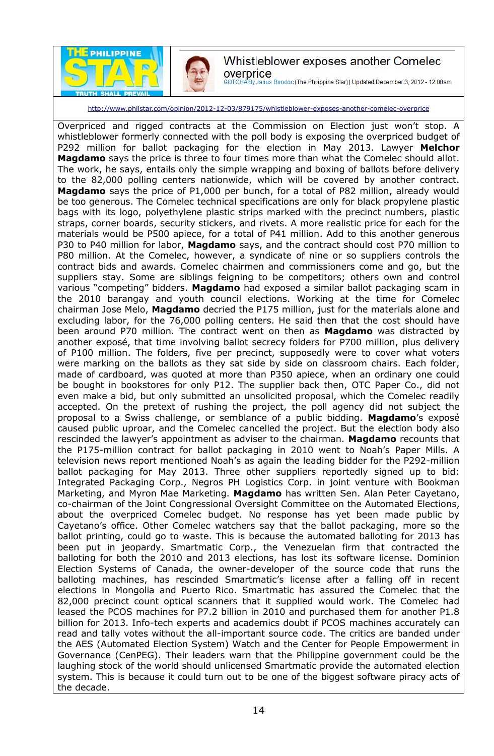THE PHILIPPINE STAR — TRUTH SHALL PREVAIL

# Whistleblower exposes another Comelec overprice

GOTCHA By Jarius Bondoc (The Philippine Star) | Updated December 3, 2012 - 12:00am

http://www.philstar.com/opinion/2012-12-03/879175/whistleblower-exposes-another-comelec-overprice

Overpriced and rigged contracts at the Commission on Election just won't stop. A whistleblower formerly connected with the poll body is exposing the overpriced budget of P292 million for ballot packaging for the election in May 2013. Lawyer **Melchor Magdamo** says the price is three to four times more than what the Comelec should allot. The work, he says, entails only the simple wrapping and boxing of ballots before delivery to the 82,000 polling centers nationwide, which will be covered by another contract. **Magdamo** says the price of P1,000 per bunch, for a total of P82 million, already would be too generous. The Comelec technical specifications are only for black propylene plastic bags with its logo, polyethylene plastic strips marked with the precinct numbers, plastic straps, corner boards, security stickers, and rivets. A more realistic price for each for the materials would be P500 apiece, for a total of P41 million. Add to this another generous P30 to P40 million for labor, **Magdamo** says, and the contract should cost P70 million to P80 million. At the Comelec, however, a syndicate of nine or so suppliers controls the contract bids and awards. Comelec chairmen and commissioners come and go, but the suppliers stay. Some are siblings feigning to be competitors; others own and control various "competing" bidders. **Magdamo** had exposed a similar ballot packaging scam in the 2010 barangay and youth council elections. Working at the time for Comelec chairman Jose Melo, **Magdamo** decried the P175 million, just for the materials alone and excluding labor, for the 76,000 polling centers. He said then that the cost should have been around P70 million. The contract went on then as **Magdamo** was distracted by another exposé, that time involving ballot secrecy folders for P700 million, plus delivery of P100 million. The folders, five per precinct, supposedly were to cover what voters were marking on the ballots as they sat side by side on classroom chairs. Each folder, made of cardboard, was quoted at more than P350 apiece, when an ordinary one could be bought in bookstores for only P12. The supplier back then, OTC Paper Co., did not even make a bid, but only submitted an unsolicited proposal, which the Comelec readily accepted. On the pretext of rushing the project, the poll agency did not subject the proposal to a Swiss challenge, or semblance of a public bidding. **Magdamo**'s exposé caused public uproar, and the Comelec cancelled the project. But the election body also rescinded the lawyer's appointment as adviser to the chairman. **Magdamo** recounts that the P175-million contract for ballot packaging in 2010 went to Noah's Paper Mills. A television news report mentioned Noah's as again the leading bidder for the P292-million ballot packaging for May 2013. Three other suppliers reportedly signed up to bid: Integrated Packaging Corp., Negros PH Logistics Corp. in joint venture with Bookman Marketing, and Myron Mae Marketing. **Magdamo** has written Sen. Alan Peter Cayetano, co-chairman of the Joint Congressional Oversight Committee on the Automated Elections, about the overpriced Comelec budget. No response has yet been made public by Cayetano's office. Other Comelec watchers say that the ballot packaging, more so the ballot printing, could go to waste. This is because the automated balloting for 2013 has been put in jeopardy. Smartmatic Corp., the Venezuelan firm that contracted the balloting for both the 2010 and 2013 elections, has lost its software license. Dominion Election Systems of Canada, the owner-developer of the source code that runs the balloting machines, has rescinded Smartmatic's license after a falling off in recent elections in Mongolia and Puerto Rico. Smartmatic has assured the Comelec that the 82,000 precinct count optical scanners that it supplied would work. The Comelec had leased the PCOS machines for P7.2 billion in 2010 and purchased them for another P1.8 billion for 2013. Info-tech experts and academics doubt if PCOS machines accurately can read and tally votes without the all-important source code. The critics are banded under the AES (Automated Election System) Watch and the Center for People Empowerment in Governance (CenPEG). Their leaders warn that the Philippine government could be the laughing stock of the world should unlicensed Smartmatic provide the automated election system. This is because it could turn out to be one of the biggest software piracy acts of the decade.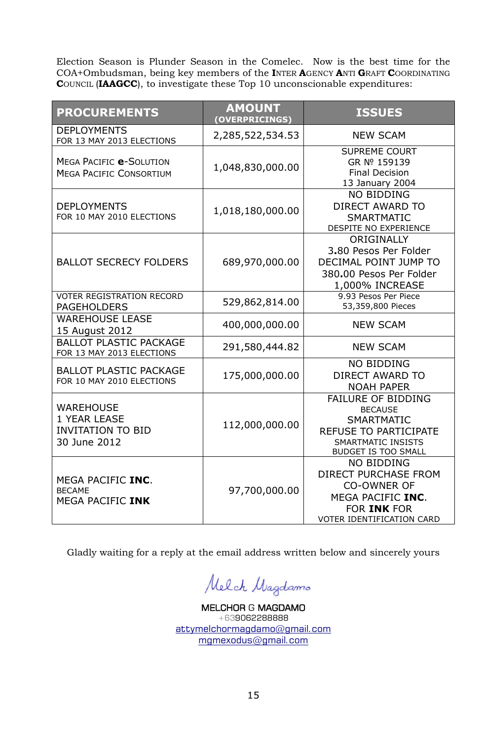Election Season is Plunder Season in the Comelec. Now is the best time for the COA+Ombudsman, being key members of the **I**NTER **A**GENCY **A**NTI **G**RAFT **C**OORDINATING **C**OUNCIL (**IAAGCC**), to investigate these Top 10 unconscionable expenditures:

| PROCUREMENTS | AMOUNT (OVERPRICINGS) | ISSUES |
|---|---|---|
| DEPLOYMENTS FOR 13 MAY 2013 ELECTIONS | 2,285,522,534.53 | NEW SCAM |
| MEGA PACIFIC **e**-SOLUTION MEGA PACIFIC CONSORTIUM | 1,048,830,000.00 | SUPREME COURT GR № 159139 Final Decision 13 January 2004 |
| DEPLOYMENTS FOR 10 MAY 2010 ELECTIONS | 1,018,180,000.00 | NO BIDDING DIRECT AWARD TO SMARTMATIC DESPITE NO EXPERIENCE |
| BALLOT SECRECY FOLDERS | 689,970,000.00 | ORIGINALLY 3.80 Pesos Per Folder DECIMAL POINT JUMP TO 380.00 Pesos Per Folder 1,000% INCREASE |
| VOTER REGISTRATION RECORD PAGEHOLDERS | 529,862,814.00 | 9.93 Pesos Per Piece 53,359,800 Pieces |
| WAREHOUSE LEASE 15 August 2012 | 400,000,000.00 | NEW SCAM |
| BALLOT PLASTIC PACKAGE FOR 13 MAY 2013 ELECTIONS | 291,580,444.82 | NEW SCAM |
| BALLOT PLASTIC PACKAGE FOR 10 MAY 2010 ELECTIONS | 175,000,000.00 | NO BIDDING DIRECT AWARD TO NOAH PAPER |
| WAREHOUSE 1 YEAR LEASE INVITATION TO BID 30 June 2012 | 112,000,000.00 | FAILURE OF BIDDING BECAUSE SMARTMATIC REFUSE TO PARTICIPATE SMARTMATIC INSISTS BUDGET IS TOO SMALL |
| MEGA PACIFIC **INC**. BECAME MEGA PACIFIC **INK** | 97,700,000.00 | NO BIDDING DIRECT PURCHASE FROM CO-OWNER OF MEGA PACIFIC **INC**. FOR **INK** FOR VOTER IDENTIFICATION CARD |

Gladly waiting for a reply at the email address written below and sincerely yours

*Melch Magdamo*

MELCHOR G MAGDAMO
+639062288888
attymelchormagdamo@gmail.com
mgmexodus@gmail.com